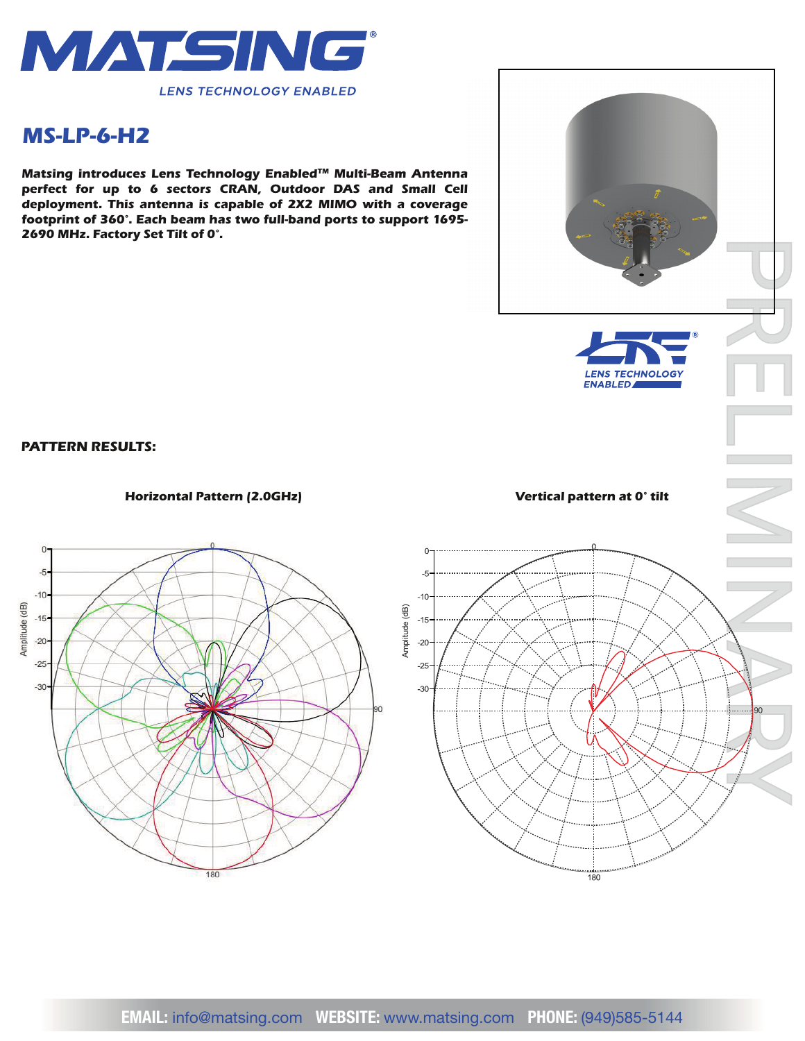# MATSING

LENS TECHNOLOGY ENABLED

## MS-LP-6-H2

**Matsing introduces Lens Technology Enabled™ Multi-Beam Antenna perfect for up to 6 sectors CRAN, Outdoor DAS and Small Cell deployment. This antenna is capable of 2X2 MIMO with a coverage footprint of 360˚. Each beam has two full-band ports to support 1695-2690 MHz. Factory Set Tilt of 0˚.**

LENS TECHNOLOGY ENABLED

PRELIMINARY

### PATTERN RESULTS:

**Horizontal Pattern (2.0GHz)**

0
-5
-10
-15
-20
-25
-30
Amplitude (dB)
0
90
180

**Vertical pattern at 0˚ tilt**

0
-5
-10
-15
-20
-25
-30
Amplitude (dB)
0
90
180

**EMAIL:** info@matsing.com **WEBSITE:** www.matsing.com **PHONE:** (949)585-5144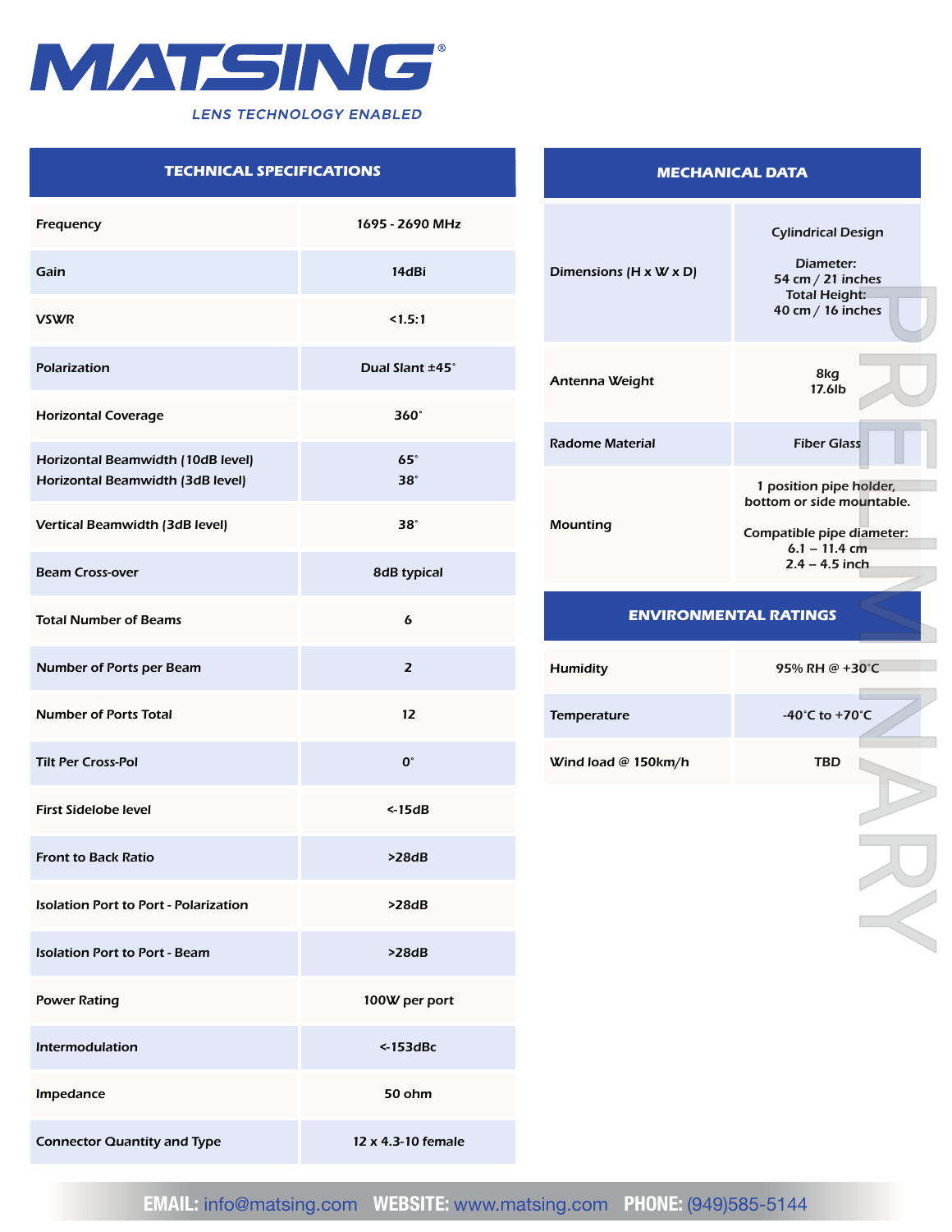# MATSING®

LENS TECHNOLOGY ENABLED

## TECHNICAL SPECIFICATIONS

| | |
|---|---|
| Frequency | 1695 - 2690 MHz |
| Gain | 14dBi |
| VSWR | <1.5:1 |
| Polarization | Dual Slant ±45˚ |
| Horizontal Coverage | 360˚ |
| Horizontal Beamwidth (10dB level)<br>Horizontal Beamwidth (3dB level) | 65˚<br>38˚ |
| Vertical Beamwidth (3dB level) | 38˚ |
| Beam Cross-over | 8dB typical |
| Total Number of Beams | 6 |
| Number of Ports per Beam | 2 |
| Number of Ports Total | 12 |
| Tilt Per Cross-Pol | 0˚ |
| First Sidelobe level | <-15dB |
| Front to Back Ratio | >28dB |
| Isolation Port to Port - Polarization | >28dB |
| Isolation Port to Port - Beam | >28dB |
| Power Rating | 100W per port |
| Intermodulation | <-153dBc |
| Impedance | 50 ohm |
| Connector Quantity and Type | 12 x 4.3-10 female |

## MECHANICAL DATA

| | |
|---|---|
| Dimensions (H x W x D) | Cylindrical Design<br>Diameter:<br>54 cm / 21 inches<br>Total Height:<br>40 cm / 16 inches |
| Antenna Weight | 8kg<br>17.6lb |
| Radome Material | Fiber Glass |
| Mounting | 1 position pipe holder, bottom or side mountable.<br>Compatible pipe diameter:<br>6.1 – 11.4 cm<br>2.4 – 4.5 inch |

## ENVIRONMENTAL RATINGS

| | |
|---|---|
| Humidity | 95% RH @ +30˚C |
| Temperature | -40˚C to +70˚C |
| Wind load @ 150km/h | TBD |

PRELIMINARY

**EMAIL:** info@matsing.com **WEBSITE:** www.matsing.com **PHONE:** (949)585-5144